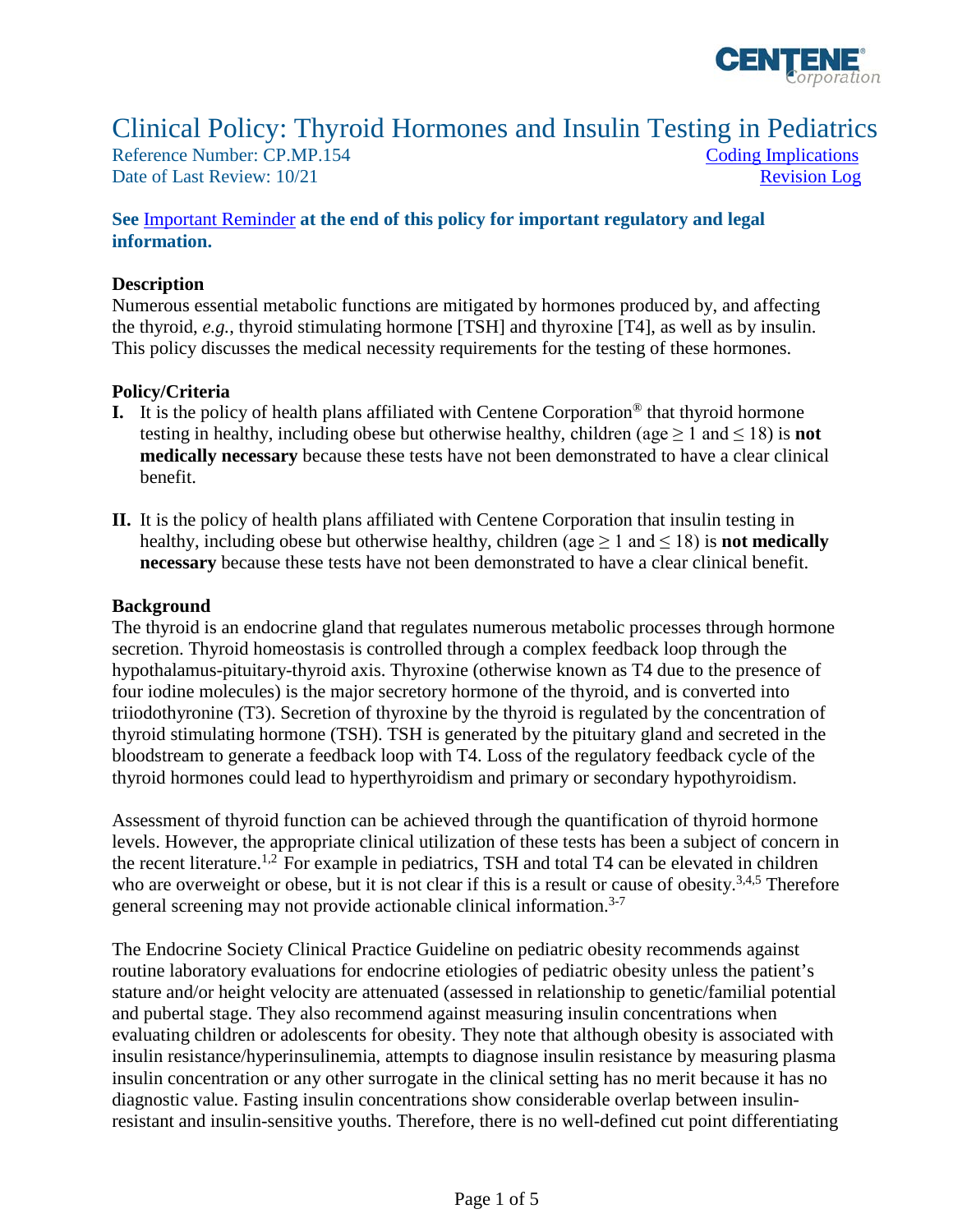# Clinical Policy: Thyroid Hormones and Insulin Testing in Pediatrics

Reference Number: CP.MP.154 | Coding Implications
Date of Last Review: 10/21 | Revision Log

**See Important Reminder at the end of this policy for important regulatory and legal information.**

## Description

Numerous essential metabolic functions are mitigated by hormones produced by, and affecting the thyroid, *e.g.*, thyroid stimulating hormone [TSH] and thyroxine [T4], as well as by insulin. This policy discusses the medical necessity requirements for the testing of these hormones.

## Policy/Criteria

**I.** It is the policy of health plans affiliated with Centene Corporation® that thyroid hormone testing in healthy, including obese but otherwise healthy, children (age ≥ 1 and ≤ 18) is **not medically necessary** because these tests have not been demonstrated to have a clear clinical benefit.

**II.** It is the policy of health plans affiliated with Centene Corporation that insulin testing in healthy, including obese but otherwise healthy, children (age ≥ 1 and ≤ 18) is **not medically necessary** because these tests have not been demonstrated to have a clear clinical benefit.

## Background

The thyroid is an endocrine gland that regulates numerous metabolic processes through hormone secretion. Thyroid homeostasis is controlled through a complex feedback loop through the hypothalamus-pituitary-thyroid axis. Thyroxine (otherwise known as T4 due to the presence of four iodine molecules) is the major secretory hormone of the thyroid, and is converted into triiodothyronine (T3). Secretion of thyroxine by the thyroid is regulated by the concentration of thyroid stimulating hormone (TSH). TSH is generated by the pituitary gland and secreted in the bloodstream to generate a feedback loop with T4. Loss of the regulatory feedback cycle of the thyroid hormones could lead to hyperthyroidism and primary or secondary hypothyroidism.

Assessment of thyroid function can be achieved through the quantification of thyroid hormone levels. However, the appropriate clinical utilization of these tests has been a subject of concern in the recent literature.[1,2] For example in pediatrics, TSH and total T4 can be elevated in children who are overweight or obese, but it is not clear if this is a result or cause of obesity.[3,4,5] Therefore general screening may not provide actionable clinical information.[3-7]

The Endocrine Society Clinical Practice Guideline on pediatric obesity recommends against routine laboratory evaluations for endocrine etiologies of pediatric obesity unless the patient's stature and/or height velocity are attenuated (assessed in relationship to genetic/familial potential and pubertal stage. They also recommend against measuring insulin concentrations when evaluating children or adolescents for obesity. They note that although obesity is associated with insulin resistance/hyperinsulinemia, attempts to diagnose insulin resistance by measuring plasma insulin concentration or any other surrogate in the clinical setting has no merit because it has no diagnostic value. Fasting insulin concentrations show considerable overlap between insulin-resistant and insulin-sensitive youths. Therefore, there is no well-defined cut point differentiating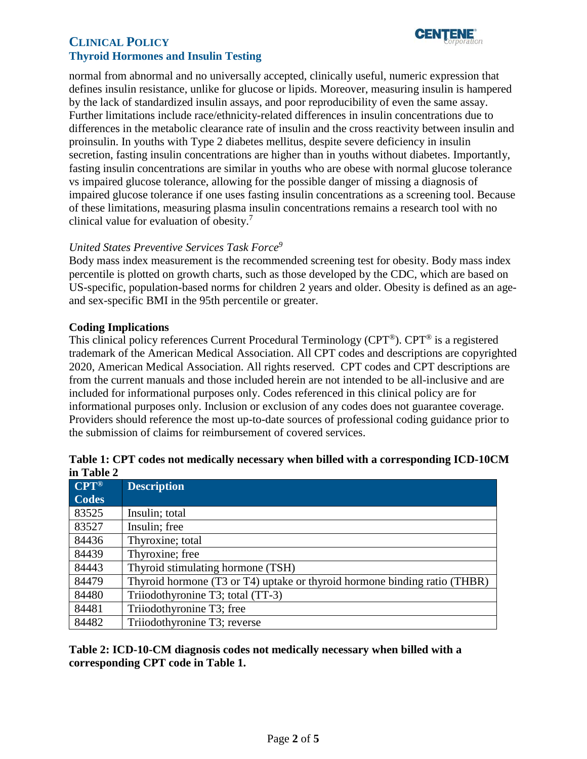normal from abnormal and no universally accepted, clinically useful, numeric expression that defines insulin resistance, unlike for glucose or lipids. Moreover, measuring insulin is hampered by the lack of standardized insulin assays, and poor reproducibility of even the same assay. Further limitations include race/ethnicity-related differences in insulin concentrations due to differences in the metabolic clearance rate of insulin and the cross reactivity between insulin and proinsulin. In youths with Type 2 diabetes mellitus, despite severe deficiency in insulin secretion, fasting insulin concentrations are higher than in youths without diabetes. Importantly, fasting insulin concentrations are similar in youths who are obese with normal glucose tolerance vs impaired glucose tolerance, allowing for the possible danger of missing a diagnosis of impaired glucose tolerance if one uses fasting insulin concentrations as a screening tool. Because of these limitations, measuring plasma insulin concentrations remains a research tool with no clinical value for evaluation of obesity.[7]

*United States Preventive Services Task Force*[9]
Body mass index measurement is the recommended screening test for obesity. Body mass index percentile is plotted on growth charts, such as those developed by the CDC, which are based on US-specific, population-based norms for children 2 years and older. Obesity is defined as an age- and sex-specific BMI in the 95th percentile or greater.

**Coding Implications**
This clinical policy references Current Procedural Terminology (CPT®). CPT® is a registered trademark of the American Medical Association. All CPT codes and descriptions are copyrighted 2020, American Medical Association. All rights reserved. CPT codes and CPT descriptions are from the current manuals and those included herein are not intended to be all-inclusive and are included for informational purposes only. Codes referenced in this clinical policy are for informational purposes only. Inclusion or exclusion of any codes does not guarantee coverage. Providers should reference the most up-to-date sources of professional coding guidance prior to the submission of claims for reimbursement of covered services.

**Table 1: CPT codes not medically necessary when billed with a corresponding ICD-10CM in Table 2**

| CPT® Codes | Description |
|---|---|
| 83525 | Insulin; total |
| 83527 | Insulin; free |
| 84436 | Thyroxine; total |
| 84439 | Thyroxine; free |
| 84443 | Thyroid stimulating hormone (TSH) |
| 84479 | Thyroid hormone (T3 or T4) uptake or thyroid hormone binding ratio (THBR) |
| 84480 | Triiodothyronine T3; total (TT-3) |
| 84481 | Triiodothyronine T3; free |
| 84482 | Triiodothyronine T3; reverse |

**Table 2: ICD-10-CM diagnosis codes not medically necessary when billed with a corresponding CPT code in Table 1.**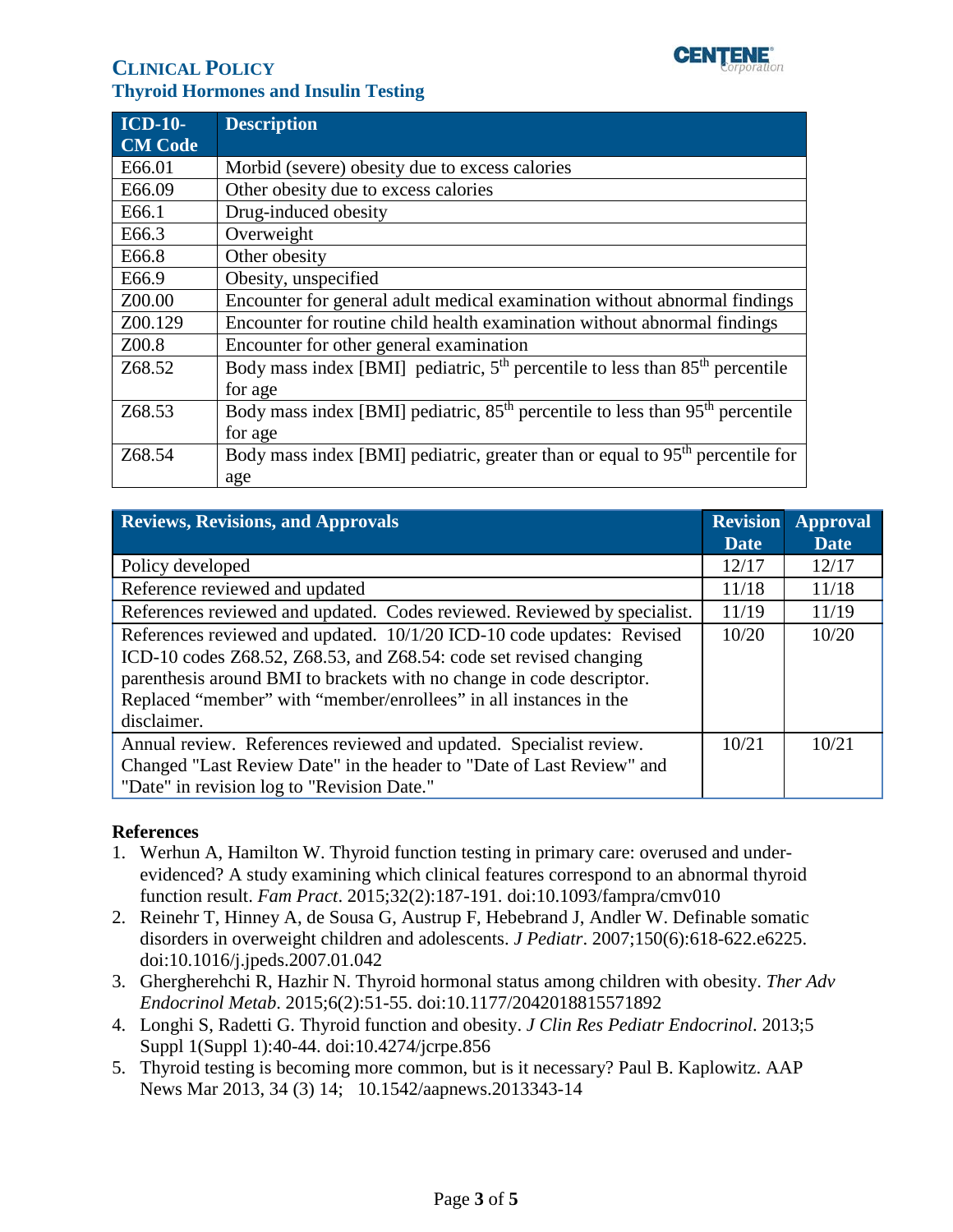| ICD-10-CM Code | Description |
|---|---|
| E66.01 | Morbid (severe) obesity due to excess calories |
| E66.09 | Other obesity due to excess calories |
| E66.1 | Drug-induced obesity |
| E66.3 | Overweight |
| E66.8 | Other obesity |
| E66.9 | Obesity, unspecified |
| Z00.00 | Encounter for general adult medical examination without abnormal findings |
| Z00.129 | Encounter for routine child health examination without abnormal findings |
| Z00.8 | Encounter for other general examination |
| Z68.52 | Body mass index [BMI] pediatric, 5th percentile to less than 85th percentile for age |
| Z68.53 | Body mass index [BMI] pediatric, 85th percentile to less than 95th percentile for age |
| Z68.54 | Body mass index [BMI] pediatric, greater than or equal to 95th percentile for age |

| Reviews, Revisions, and Approvals | Revision Date | Approval Date |
|---|---|---|
| Policy developed | 12/17 | 12/17 |
| Reference reviewed and updated | 11/18 | 11/18 |
| References reviewed and updated. Codes reviewed. Reviewed by specialist. | 11/19 | 11/19 |
| References reviewed and updated. 10/1/20 ICD-10 code updates: Revised ICD-10 codes Z68.52, Z68.53, and Z68.54: code set revised changing parenthesis around BMI to brackets with no change in code descriptor. Replaced "member" with "member/enrollees" in all instances in the disclaimer. | 10/20 | 10/20 |
| Annual review. References reviewed and updated. Specialist review. Changed "Last Review Date" in the header to "Date of Last Review" and "Date" in revision log to "Revision Date." | 10/21 | 10/21 |

## References

1. Werhun A, Hamilton W. Thyroid function testing in primary care: overused and under-evidenced? A study examining which clinical features correspond to an abnormal thyroid function result. *Fam Pract*. 2015;32(2):187-191. doi:10.1093/fampra/cmv010
2. Reinehr T, Hinney A, de Sousa G, Austrup F, Hebebrand J, Andler W. Definable somatic disorders in overweight children and adolescents. *J Pediatr*. 2007;150(6):618-622.e6225. doi:10.1016/j.jpeds.2007.01.042
3. Ghergherehchi R, Hazhir N. Thyroid hormonal status among children with obesity. *Ther Adv Endocrinol Metab*. 2015;6(2):51-55. doi:10.1177/2042018815571892
4. Longhi S, Radetti G. Thyroid function and obesity. *J Clin Res Pediatr Endocrinol*. 2013;5 Suppl 1(Suppl 1):40-44. doi:10.4274/jcrpe.856
5. Thyroid testing is becoming more common, but is it necessary? Paul B. Kaplowitz. AAP News Mar 2013, 34 (3) 14; 10.1542/aapnews.2013343-14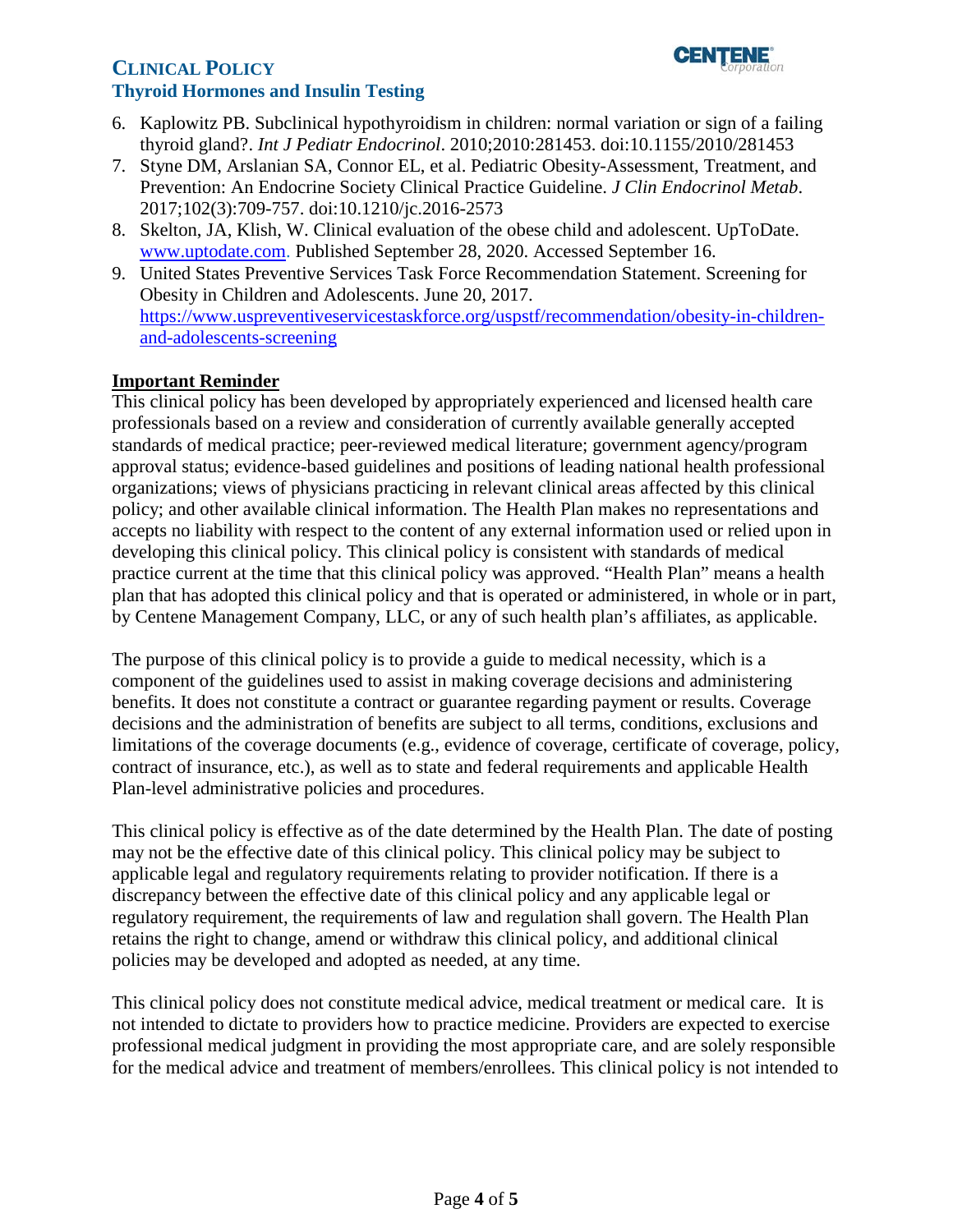6. Kaplowitz PB. Subclinical hypothyroidism in children: normal variation or sign of a failing thyroid gland?. *Int J Pediatr Endocrinol*. 2010;2010:281453. doi:10.1155/2010/281453
7. Styne DM, Arslanian SA, Connor EL, et al. Pediatric Obesity-Assessment, Treatment, and Prevention: An Endocrine Society Clinical Practice Guideline. *J Clin Endocrinol Metab*. 2017;102(3):709-757. doi:10.1210/jc.2016-2573
8. Skelton, JA, Klish, W. Clinical evaluation of the obese child and adolescent. UpToDate. [www.uptodate.com](http://www.uptodate.com). Published September 28, 2020. Accessed September 16.
9. United States Preventive Services Task Force Recommendation Statement. Screening for Obesity in Children and Adolescents. June 20, 2017. [https://www.uspreventiveservicestaskforce.org/uspstf/recommendation/obesity-in-children-and-adolescents-screening](https://www.uspreventiveservicestaskforce.org/uspstf/recommendation/obesity-in-children-and-adolescents-screening)

**Important Reminder**

This clinical policy has been developed by appropriately experienced and licensed health care professionals based on a review and consideration of currently available generally accepted standards of medical practice; peer-reviewed medical literature; government agency/program approval status; evidence-based guidelines and positions of leading national health professional organizations; views of physicians practicing in relevant clinical areas affected by this clinical policy; and other available clinical information. The Health Plan makes no representations and accepts no liability with respect to the content of any external information used or relied upon in developing this clinical policy. This clinical policy is consistent with standards of medical practice current at the time that this clinical policy was approved. "Health Plan" means a health plan that has adopted this clinical policy and that is operated or administered, in whole or in part, by Centene Management Company, LLC, or any of such health plan's affiliates, as applicable.

The purpose of this clinical policy is to provide a guide to medical necessity, which is a component of the guidelines used to assist in making coverage decisions and administering benefits. It does not constitute a contract or guarantee regarding payment or results. Coverage decisions and the administration of benefits are subject to all terms, conditions, exclusions and limitations of the coverage documents (e.g., evidence of coverage, certificate of coverage, policy, contract of insurance, etc.), as well as to state and federal requirements and applicable Health Plan-level administrative policies and procedures.

This clinical policy is effective as of the date determined by the Health Plan. The date of posting may not be the effective date of this clinical policy. This clinical policy may be subject to applicable legal and regulatory requirements relating to provider notification. If there is a discrepancy between the effective date of this clinical policy and any applicable legal or regulatory requirement, the requirements of law and regulation shall govern. The Health Plan retains the right to change, amend or withdraw this clinical policy, and additional clinical policies may be developed and adopted as needed, at any time.

This clinical policy does not constitute medical advice, medical treatment or medical care. It is not intended to dictate to providers how to practice medicine. Providers are expected to exercise professional medical judgment in providing the most appropriate care, and are solely responsible for the medical advice and treatment of members/enrollees. This clinical policy is not intended to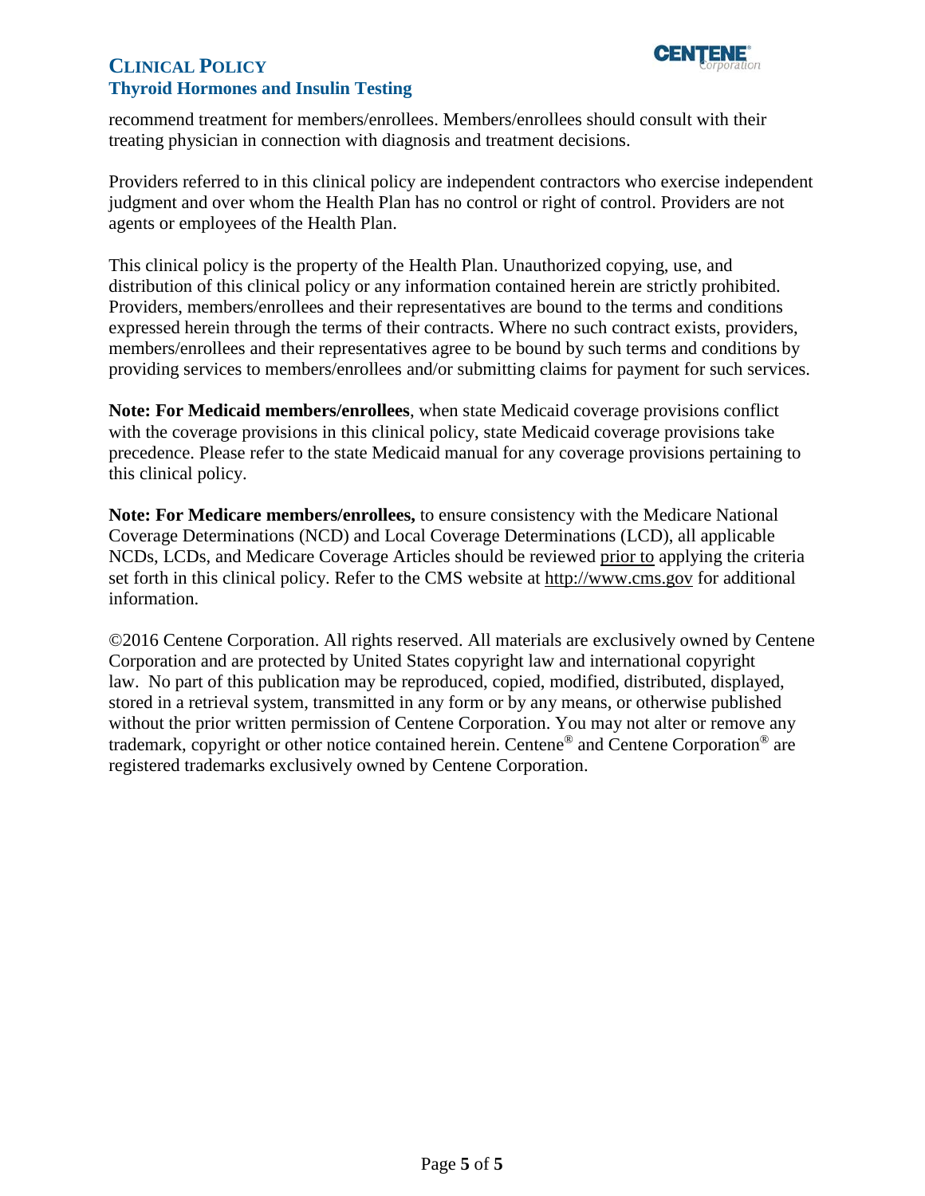recommend treatment for members/enrollees. Members/enrollees should consult with their treating physician in connection with diagnosis and treatment decisions.

Providers referred to in this clinical policy are independent contractors who exercise independent judgment and over whom the Health Plan has no control or right of control. Providers are not agents or employees of the Health Plan.

This clinical policy is the property of the Health Plan. Unauthorized copying, use, and distribution of this clinical policy or any information contained herein are strictly prohibited. Providers, members/enrollees and their representatives are bound to the terms and conditions expressed herein through the terms of their contracts. Where no such contract exists, providers, members/enrollees and their representatives agree to be bound by such terms and conditions by providing services to members/enrollees and/or submitting claims for payment for such services.

**Note: For Medicaid members/enrollees**, when state Medicaid coverage provisions conflict with the coverage provisions in this clinical policy, state Medicaid coverage provisions take precedence. Please refer to the state Medicaid manual for any coverage provisions pertaining to this clinical policy.

**Note: For Medicare members/enrollees,** to ensure consistency with the Medicare National Coverage Determinations (NCD) and Local Coverage Determinations (LCD), all applicable NCDs, LCDs, and Medicare Coverage Articles should be reviewed prior to applying the criteria set forth in this clinical policy. Refer to the CMS website at http://www.cms.gov for additional information.

©2016 Centene Corporation. All rights reserved. All materials are exclusively owned by Centene Corporation and are protected by United States copyright law and international copyright law. No part of this publication may be reproduced, copied, modified, distributed, displayed, stored in a retrieval system, transmitted in any form or by any means, or otherwise published without the prior written permission of Centene Corporation. You may not alter or remove any trademark, copyright or other notice contained herein. Centene® and Centene Corporation® are registered trademarks exclusively owned by Centene Corporation.